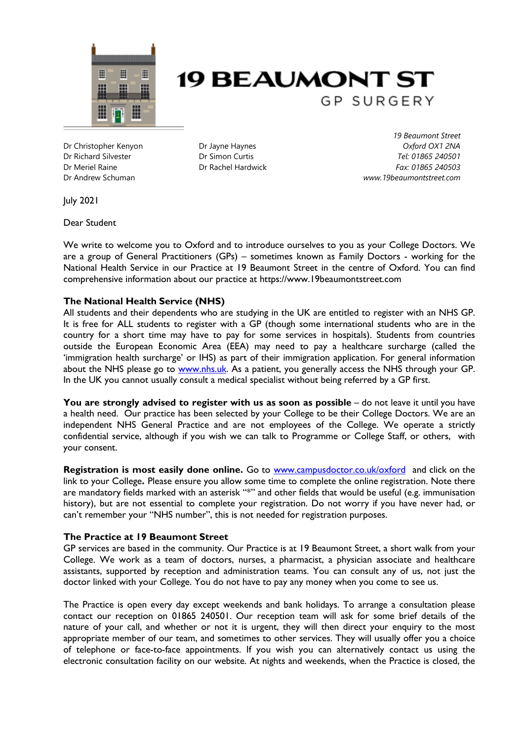# 19 BEAUMONT ST

GP SURGERY

Dr Christopher Kenyon
Dr Richard Silvester
Dr Meriel Raine
Dr Andrew Schuman

Dr Jayne Haynes
Dr Simon Curtis
Dr Rachel Hardwick

*19 Beaumont Street*
*Oxford OX1 2NA*
*Tel: 01865 240501*
*Fax: 01865 240503*
*www.19beaumontstreet.com*

July 2021

Dear Student

We write to welcome you to Oxford and to introduce ourselves to you as your College Doctors. We are a group of General Practitioners (GPs) – sometimes known as Family Doctors - working for the National Health Service in our Practice at 19 Beaumont Street in the centre of Oxford. You can find comprehensive information about our practice at https://www.19beaumontstreet.com

**The National Health Service (NHS)**

All students and their dependents who are studying in the UK are entitled to register with an NHS GP. It is free for ALL students to register with a GP (though some international students who are in the country for a short time may have to pay for some services in hospitals). Students from countries outside the European Economic Area (EEA) may need to pay a healthcare surcharge (called the 'immigration health surcharge' or IHS) as part of their immigration application. For general information about the NHS please go to www.nhs.uk. As a patient, you generally access the NHS through your GP. In the UK you cannot usually consult a medical specialist without being referred by a GP first.

**You are strongly advised to register with us as soon as possible** – do not leave it until you have a health need. Our practice has been selected by your College to be their College Doctors. We are an independent NHS General Practice and are not employees of the College. We operate a strictly confidential service, although if you wish we can talk to Programme or College Staff, or others, with your consent.

**Registration is most easily done online.** Go to www.campusdoctor.co.uk/oxford and click on the link to your College**.** Please ensure you allow some time to complete the online registration. Note there are mandatory fields marked with an asterisk "*" and other fields that would be useful (e.g. immunisation history), but are not essential to complete your registration. Do not worry if you have never had, or can't remember your "NHS number", this is not needed for registration purposes.

**The Practice at 19 Beaumont Street**

GP services are based in the community. Our Practice is at 19 Beaumont Street, a short walk from your College. We work as a team of doctors, nurses, a pharmacist, a physician associate and healthcare assistants, supported by reception and administration teams. You can consult any of us, not just the doctor linked with your College. You do not have to pay any money when you come to see us.

The Practice is open every day except weekends and bank holidays. To arrange a consultation please contact our reception on 01865 240501. Our reception team will ask for some brief details of the nature of your call, and whether or not it is urgent, they will then direct your enquiry to the most appropriate member of our team, and sometimes to other services. They will usually offer you a choice of telephone or face-to-face appointments. If you wish you can alternatively contact us using the electronic consultation facility on our website. At nights and weekends, when the Practice is closed, the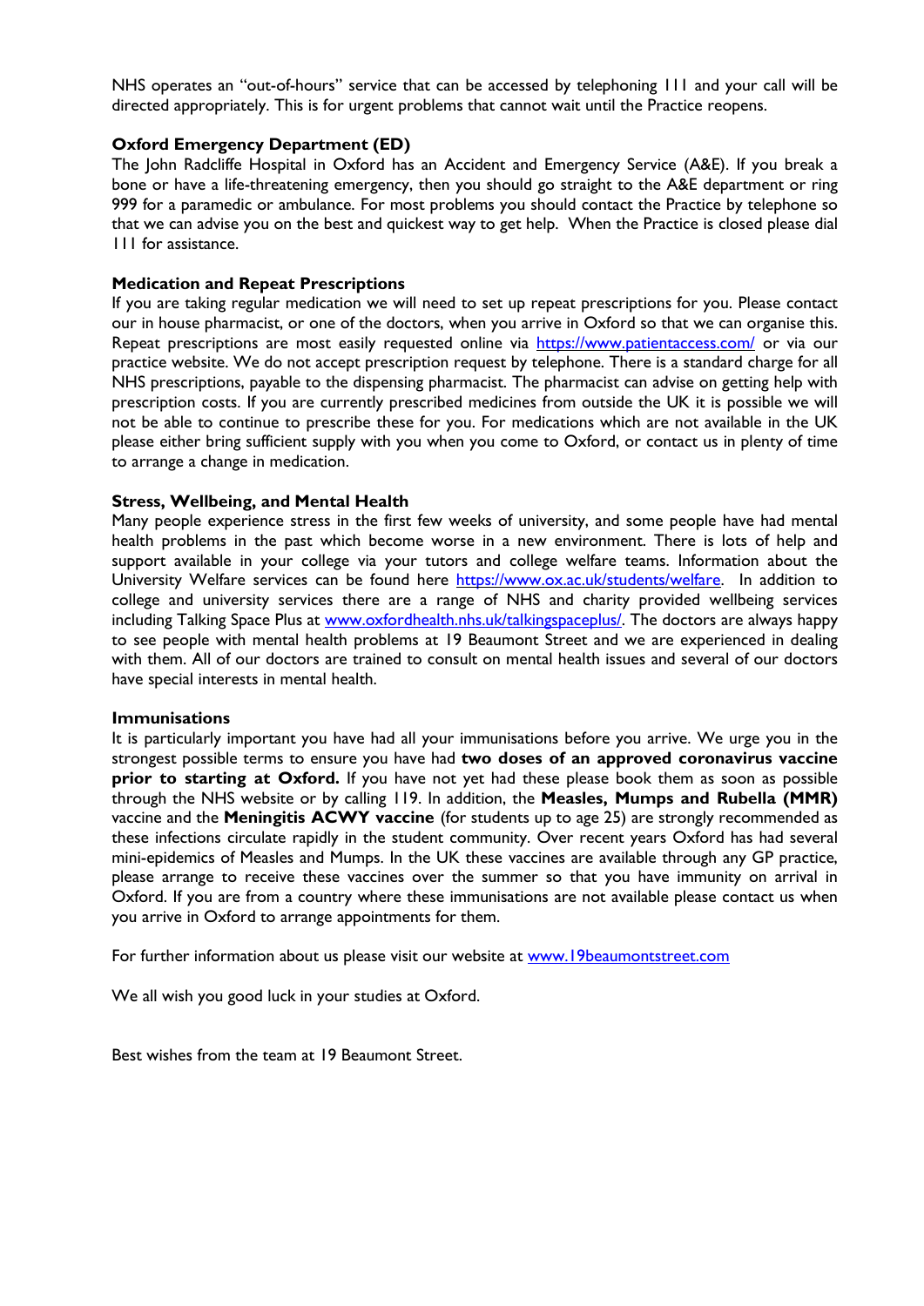NHS operates an "out-of-hours" service that can be accessed by telephoning 111 and your call will be directed appropriately. This is for urgent problems that cannot wait until the Practice reopens.

**Oxford Emergency Department (ED)**

The John Radcliffe Hospital in Oxford has an Accident and Emergency Service (A&E). If you break a bone or have a life-threatening emergency, then you should go straight to the A&E department or ring 999 for a paramedic or ambulance. For most problems you should contact the Practice by telephone so that we can advise you on the best and quickest way to get help. When the Practice is closed please dial 111 for assistance.

**Medication and Repeat Prescriptions**

If you are taking regular medication we will need to set up repeat prescriptions for you. Please contact our in house pharmacist, or one of the doctors, when you arrive in Oxford so that we can organise this. Repeat prescriptions are most easily requested online via https://www.patientaccess.com/ or via our practice website. We do not accept prescription request by telephone. There is a standard charge for all NHS prescriptions, payable to the dispensing pharmacist. The pharmacist can advise on getting help with prescription costs. If you are currently prescribed medicines from outside the UK it is possible we will not be able to continue to prescribe these for you. For medications which are not available in the UK please either bring sufficient supply with you when you come to Oxford, or contact us in plenty of time to arrange a change in medication.

**Stress, Wellbeing, and Mental Health**

Many people experience stress in the first few weeks of university, and some people have had mental health problems in the past which become worse in a new environment. There is lots of help and support available in your college via your tutors and college welfare teams. Information about the University Welfare services can be found here https://www.ox.ac.uk/students/welfare. In addition to college and university services there are a range of NHS and charity provided wellbeing services including Talking Space Plus at www.oxfordhealth.nhs.uk/talkingspaceplus/. The doctors are always happy to see people with mental health problems at 19 Beaumont Street and we are experienced in dealing with them. All of our doctors are trained to consult on mental health issues and several of our doctors have special interests in mental health.

**Immunisations**

It is particularly important you have had all your immunisations before you arrive. We urge you in the strongest possible terms to ensure you have had **two doses of an approved coronavirus vaccine prior to starting at Oxford.** If you have not yet had these please book them as soon as possible through the NHS website or by calling 119. In addition, the **Measles, Mumps and Rubella (MMR)** vaccine and the **Meningitis ACWY vaccine** (for students up to age 25) are strongly recommended as these infections circulate rapidly in the student community. Over recent years Oxford has had several mini-epidemics of Measles and Mumps. In the UK these vaccines are available through any GP practice, please arrange to receive these vaccines over the summer so that you have immunity on arrival in Oxford. If you are from a country where these immunisations are not available please contact us when you arrive in Oxford to arrange appointments for them.

For further information about us please visit our website at www.19beaumontstreet.com

We all wish you good luck in your studies at Oxford.

Best wishes from the team at 19 Beaumont Street.